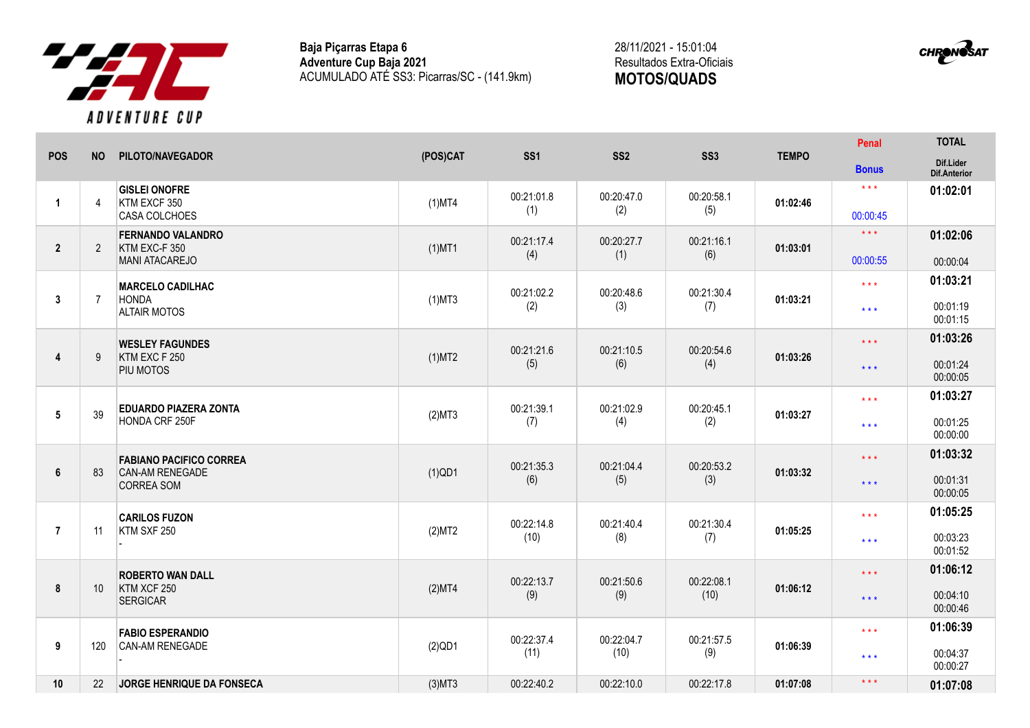**Baja Piçarras Etapa 6**
**Adventure Cup Baja 2021**
ACUMULADO ATÉ SS3: Picarras/SC - (141.9km)

28/11/2021 - 15:01:04
Resultados Extra-Oficiais
**MOTOS/QUADS**

| POS | NO | PILOTO/NAVEGADOR | (POS)CAT | SS1 | SS2 | SS3 | TEMPO | Penal / Bonus | TOTAL / Dif.Lider / Dif.Anterior |
|---|---|---|---|---|---|---|---|---|---|
| 1 | 4 | **GISLEI ONOFRE** KTM EXCF 350 CASA COLCHOES | (1)MT4 | 00:21:01.8 (1) | 00:20:47.0 (2) | 00:20:58.1 (5) | 01:02:46 | *** 00:00:45 | **01:02:01** |
| 2 | 2 | **FERNANDO VALANDRO** KTM EXC-F 350 MANI ATACAREJO | (1)MT1 | 00:21:17.4 (4) | 00:20:27.7 (1) | 00:21:16.1 (6) | 01:03:01 | *** 00:00:55 | **01:02:06** 00:00:04 |
| 3 | 7 | **MARCELO CADILHAC** HONDA ALTAIR MOTOS | (1)MT3 | 00:21:02.2 (2) | 00:20:48.6 (3) | 00:21:30.4 (7) | 01:03:21 | *** *** | **01:03:21** 00:01:19 00:01:15 |
| 4 | 9 | **WESLEY FAGUNDES** KTM EXC F 250 PIU MOTOS | (1)MT2 | 00:21:21.6 (5) | 00:21:10.5 (6) | 00:20:54.6 (4) | 01:03:26 | *** *** | **01:03:26** 00:01:24 00:00:05 |
| 5 | 39 | **EDUARDO PIAZERA ZONTA** HONDA CRF 250F | (2)MT3 | 00:21:39.1 (7) | 00:21:02.9 (4) | 00:20:45.1 (2) | 01:03:27 | *** *** | **01:03:27** 00:01:25 00:00:00 |
| 6 | 83 | **FABIANO PACIFICO CORREA** CAN-AM RENEGADE CORREA SOM | (1)QD1 | 00:21:35.3 (6) | 00:21:04.4 (5) | 00:20:53.2 (3) | 01:03:32 | *** *** | **01:03:32** 00:01:31 00:00:05 |
| 7 | 11 | **CARILOS FUZON** KTM SXF 250 - | (2)MT2 | 00:22:14.8 (10) | 00:21:40.4 (8) | 00:21:30.4 (7) | 01:05:25 | *** *** | **01:05:25** 00:03:23 00:01:52 |
| 8 | 10 | **ROBERTO WAN DALL** KTM XCF 250 SERGICAR | (2)MT4 | 00:22:13.7 (9) | 00:21:50.6 (9) | 00:22:08.1 (10) | 01:06:12 | *** *** | **01:06:12** 00:04:10 00:00:46 |
| 9 | 120 | **FABIO ESPERANDIO** CAN-AM RENEGADE - | (2)QD1 | 00:22:37.4 (11) | 00:22:04.7 (10) | 00:21:57.5 (9) | 01:06:39 | *** *** | **01:06:39** 00:04:37 00:00:27 |
| 10 | 22 | **JORGE HENRIQUE DA FONSECA** | (3)MT3 | 00:22:40.2 | 00:22:10.0 | 00:22:17.8 | 01:07:08 | *** | **01:07:08** |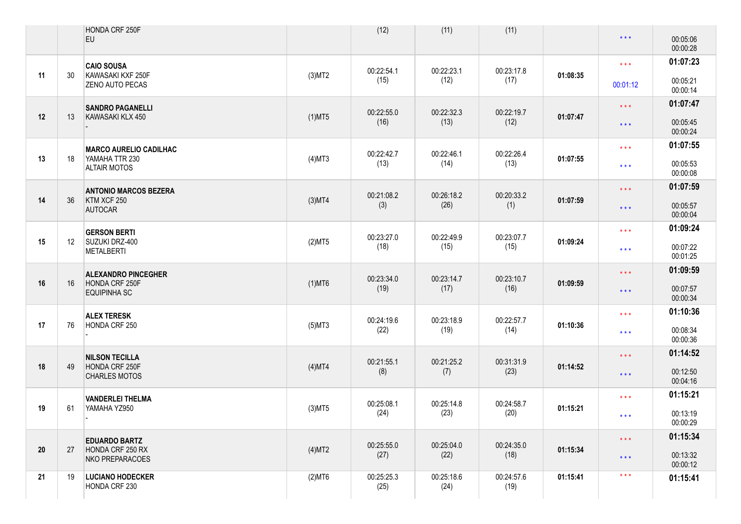|  |  |  |  |  |  |  |  |  |  |
|---|---|---|---|---|---|---|---|---|---|
|  |  | HONDA CRF 250F<br>EU |  | (12) | (11) | (11) |  | * * * | 00:05:06<br>00:00:28 |
| 11 | 30 | **CAIO SOUSA**<br>KAWASAKI KXF 250F<br>ZENO AUTO PECAS | (3)MT2 | 00:22:54.1<br>(15) | 00:22:23.1<br>(12) | 00:23:17.8<br>(17) | 01:08:35 | * * *<br>00:01:12 | **01:07:23**<br>00:05:21<br>00:00:14 |
| 12 | 13 | **SANDRO PAGANELLI**<br>KAWASAKI KLX 450<br>- | (1)MT5 | 00:22:55.0<br>(16) | 00:22:32.3<br>(13) | 00:22:19.7<br>(12) | 01:07:47 | * * *<br>* * * | **01:07:47**<br>00:05:45<br>00:00:24 |
| 13 | 18 | **MARCO AURELIO CADILHAC**<br>YAMAHA TTR 230<br>ALTAIR MOTOS | (4)MT3 | 00:22:42.7<br>(13) | 00:22:46.1<br>(14) | 00:22:26.4<br>(13) | 01:07:55 | * * *<br>* * * | **01:07:55**<br>00:05:53<br>00:00:08 |
| 14 | 36 | **ANTONIO MARCOS BEZERA**<br>KTM XCF 250<br>AUTOCAR | (3)MT4 | 00:21:08.2<br>(3) | 00:26:18.2<br>(26) | 00:20:33.2<br>(1) | 01:07:59 | * * *<br>* * * | **01:07:59**<br>00:05:57<br>00:00:04 |
| 15 | 12 | **GERSON BERTI**<br>SUZUKI DRZ-400<br>METALBERTI | (2)MT5 | 00:23:27.0<br>(18) | 00:22:49.9<br>(15) | 00:23:07.7<br>(15) | 01:09:24 | * * *<br>* * * | **01:09:24**<br>00:07:22<br>00:01:25 |
| 16 | 16 | **ALEXANDRO PINCEGHER**<br>HONDA CRF 250F<br>EQUIPINHA SC | (1)MT6 | 00:23:34.0<br>(19) | 00:23:14.7<br>(17) | 00:23:10.7<br>(16) | 01:09:59 | * * *<br>* * * | **01:09:59**<br>00:07:57<br>00:00:34 |
| 17 | 76 | **ALEX TERESK**<br>HONDA CRF 250<br>- | (5)MT3 | 00:24:19.6<br>(22) | 00:23:18.9<br>(19) | 00:22:57.7<br>(14) | 01:10:36 | * * *<br>* * * | **01:10:36**<br>00:08:34<br>00:00:36 |
| 18 | 49 | **NILSON TECILLA**<br>HONDA CRF 250F<br>CHARLES MOTOS | (4)MT4 | 00:21:55.1<br>(8) | 00:21:25.2<br>(7) | 00:31:31.9<br>(23) | 01:14:52 | * * *<br>* * * | **01:14:52**<br>00:12:50<br>00:04:16 |
| 19 | 61 | **VANDERLEI THELMA**<br>YAMAHA YZ950<br>- | (3)MT5 | 00:25:08.1<br>(24) | 00:25:14.8<br>(23) | 00:24:58.7<br>(20) | 01:15:21 | * * *<br>* * * | **01:15:21**<br>00:13:19<br>00:00:29 |
| 20 | 27 | **EDUARDO BARTZ**<br>HONDA CRF 250 RX<br>NKO PREPARACOES | (4)MT2 | 00:25:55.0<br>(27) | 00:25:04.0<br>(22) | 00:24:35.0<br>(18) | 01:15:34 | * * *<br>* * * | **01:15:34**<br>00:13:32<br>00:00:12 |
| 21 | 19 | **LUCIANO HODECKER**<br>HONDA CRF 230 | (2)MT6 | 00:25:25.3<br>(25) | 00:25:18.6<br>(24) | 00:24:57.6<br>(19) | 01:15:41 | * * * | **01:15:41** |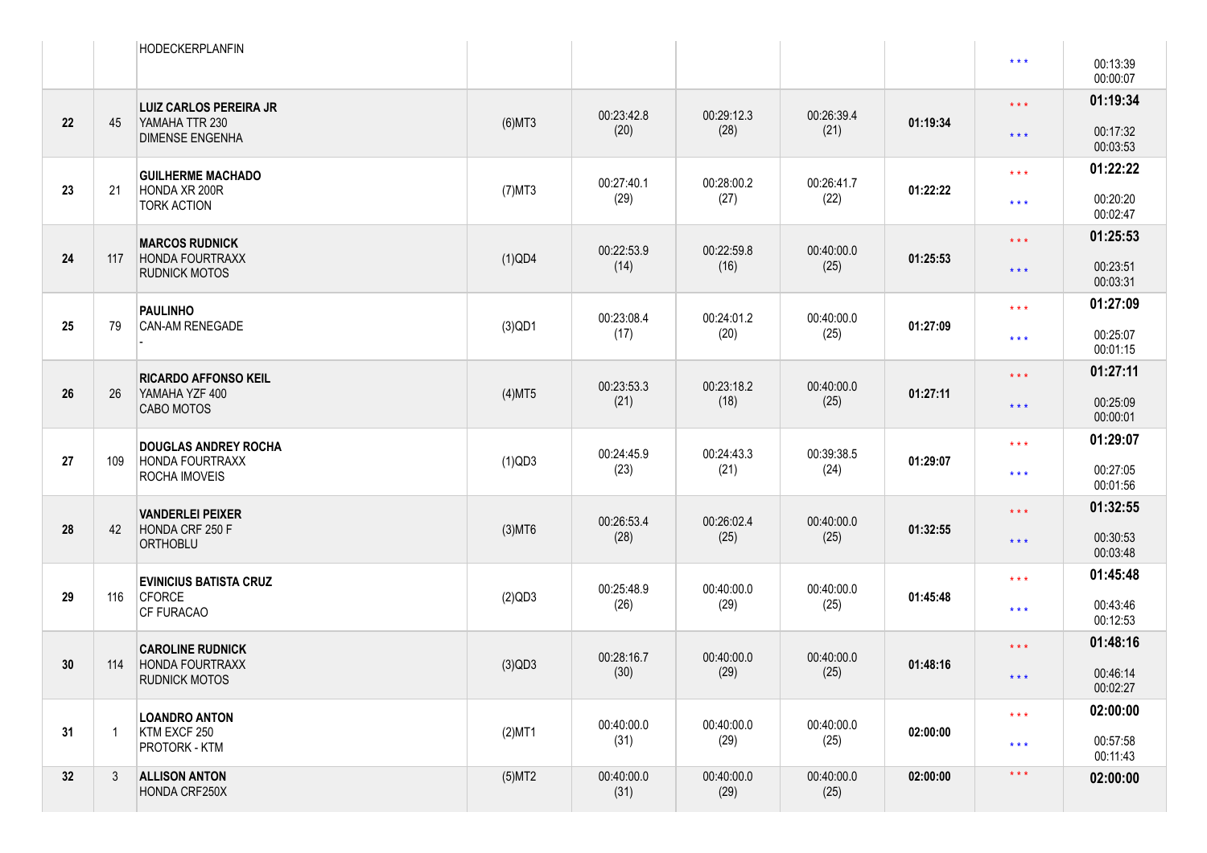| | | | | | | | | | |
|---|---|---|---|---|---|---|---|---|---|
| | | HODECKERPLANFIN | | | | | | * * * | 00:13:39<br>00:00:07 |
| 22 | 45 | **LUIZ CARLOS PEREIRA JR**<br>YAMAHA TTR 230<br>DIMENSE ENGENHA | (6)MT3 | 00:23:42.8<br>(20) | 00:29:12.3<br>(28) | 00:26:39.4<br>(21) | **01:19:34** | * * *<br>* * * | **01:19:34**<br>00:17:32<br>00:03:53 |
| 23 | 21 | **GUILHERME MACHADO**<br>HONDA XR 200R<br>TORK ACTION | (7)MT3 | 00:27:40.1<br>(29) | 00:28:00.2<br>(27) | 00:26:41.7<br>(22) | **01:22:22** | * * *<br>* * * | **01:22:22**<br>00:20:20<br>00:02:47 |
| 24 | 117 | **MARCOS RUDNICK**<br>HONDA FOURTRAXX<br>RUDNICK MOTOS | (1)QD4 | 00:22:53.9<br>(14) | 00:22:59.8<br>(16) | 00:40:00.0<br>(25) | **01:25:53** | * * *<br>* * * | **01:25:53**<br>00:23:51<br>00:03:31 |
| 25 | 79 | **PAULINHO**<br>CAN-AM RENEGADE<br>- | (3)QD1 | 00:23:08.4<br>(17) | 00:24:01.2<br>(20) | 00:40:00.0<br>(25) | **01:27:09** | * * *<br>* * * | **01:27:09**<br>00:25:07<br>00:01:15 |
| 26 | 26 | **RICARDO AFFONSO KEIL**<br>YAMAHA YZF 400<br>CABO MOTOS | (4)MT5 | 00:23:53.3<br>(21) | 00:23:18.2<br>(18) | 00:40:00.0<br>(25) | **01:27:11** | * * *<br>* * * | **01:27:11**<br>00:25:09<br>00:00:01 |
| 27 | 109 | **DOUGLAS ANDREY ROCHA**<br>HONDA FOURTRAXX<br>ROCHA IMOVEIS | (1)QD3 | 00:24:45.9<br>(23) | 00:24:43.3<br>(21) | 00:39:38.5<br>(24) | **01:29:07** | * * *<br>* * * | **01:29:07**<br>00:27:05<br>00:01:56 |
| 28 | 42 | **VANDERLEI PEIXER**<br>HONDA CRF 250 F<br>ORTHOBLU | (3)MT6 | 00:26:53.4<br>(28) | 00:26:02.4<br>(25) | 00:40:00.0<br>(25) | **01:32:55** | * * *<br>* * * | **01:32:55**<br>00:30:53<br>00:03:48 |
| 29 | 116 | **EVINICIUS BATISTA CRUZ**<br>CFORCE<br>CF FURACAO | (2)QD3 | 00:25:48.9<br>(26) | 00:40:00.0<br>(29) | 00:40:00.0<br>(25) | **01:45:48** | * * *<br>* * * | **01:45:48**<br>00:43:46<br>00:12:53 |
| 30 | 114 | **CAROLINE RUDNICK**<br>HONDA FOURTRAXX<br>RUDNICK MOTOS | (3)QD3 | 00:28:16.7<br>(30) | 00:40:00.0<br>(29) | 00:40:00.0<br>(25) | **01:48:16** | * * *<br>* * * | **01:48:16**<br>00:46:14<br>00:02:27 |
| 31 | 1 | **LOANDRO ANTON**<br>KTM EXCF 250<br>PROTORK - KTM | (2)MT1 | 00:40:00.0<br>(31) | 00:40:00.0<br>(29) | 00:40:00.0<br>(25) | **02:00:00** | * * *<br>* * * | **02:00:00**<br>00:57:58<br>00:11:43 |
| 32 | 3 | **ALLISON ANTON**<br>HONDA CRF250X | (5)MT2 | 00:40:00.0<br>(31) | 00:40:00.0<br>(29) | 00:40:00.0<br>(25) | **02:00:00** | * * * | **02:00:00** |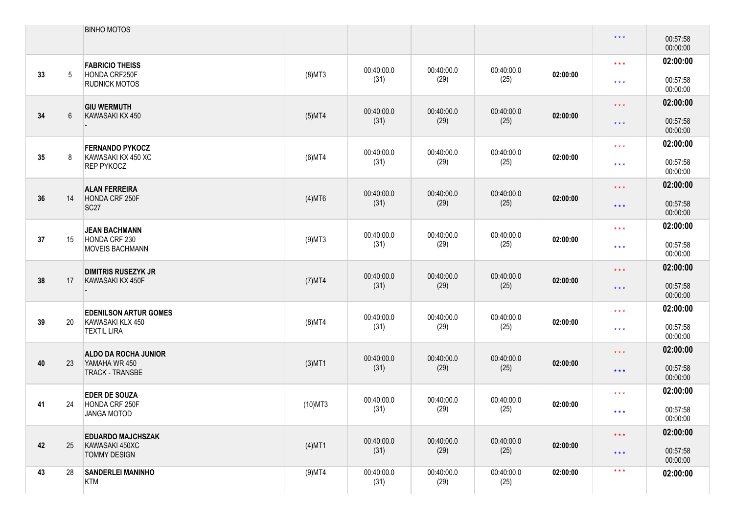| | | | | | | | | | |
|---|---|---|---|---|---|---|---|---|---|
| | | BINHO MOTOS | | | | | | * * * | 00:57:58<br>00:00:00 |
| 33 | 5 | **FABRICIO THEISS**<br>HONDA CRF250F<br>RUDNICK MOTOS | (8)MT3 | 00:40:00.0<br>(31) | 00:40:00.0<br>(29) | 00:40:00.0<br>(25) | **02:00:00** | * * *<br>* * * | **02:00:00**<br>00:57:58<br>00:00:00 |
| 34 | 6 | **GIU WERMUTH**<br>KAWASAKI KX 450<br>- | (5)MT4 | 00:40:00.0<br>(31) | 00:40:00.0<br>(29) | 00:40:00.0<br>(25) | **02:00:00** | * * *<br>* * * | **02:00:00**<br>00:57:58<br>00:00:00 |
| 35 | 8 | **FERNANDO PYKOCZ**<br>KAWASAKI KX 450 XC<br>REP PYKOCZ | (6)MT4 | 00:40:00.0<br>(31) | 00:40:00.0<br>(29) | 00:40:00.0<br>(25) | **02:00:00** | * * *<br>* * * | **02:00:00**<br>00:57:58<br>00:00:00 |
| 36 | 14 | **ALAN FERREIRA**<br>HONDA CRF 250F<br>SC27 | (4)MT6 | 00:40:00.0<br>(31) | 00:40:00.0<br>(29) | 00:40:00.0<br>(25) | **02:00:00** | * * *<br>* * * | **02:00:00**<br>00:57:58<br>00:00:00 |
| 37 | 15 | **JEAN BACHMANN**<br>HONDA CRF 230<br>MOVEIS BACHMANN | (9)MT3 | 00:40:00.0<br>(31) | 00:40:00.0<br>(29) | 00:40:00.0<br>(25) | **02:00:00** | * * *<br>* * * | **02:00:00**<br>00:57:58<br>00:00:00 |
| 38 | 17 | **DIMITRIS RUSEZYK JR**<br>KAWASAKI KX 450F<br>- | (7)MT4 | 00:40:00.0<br>(31) | 00:40:00.0<br>(29) | 00:40:00.0<br>(25) | **02:00:00** | * * *<br>* * * | **02:00:00**<br>00:57:58<br>00:00:00 |
| 39 | 20 | **EDENILSON ARTUR GOMES**<br>KAWASAKI KLX 450<br>TEXTIL LIRA | (8)MT4 | 00:40:00.0<br>(31) | 00:40:00.0<br>(29) | 00:40:00.0<br>(25) | **02:00:00** | * * *<br>* * * | **02:00:00**<br>00:57:58<br>00:00:00 |
| 40 | 23 | **ALDO DA ROCHA JUNIOR**<br>YAMAHA WR 450<br>TRACK - TRANSBE | (3)MT1 | 00:40:00.0<br>(31) | 00:40:00.0<br>(29) | 00:40:00.0<br>(25) | **02:00:00** | * * *<br>* * * | **02:00:00**<br>00:57:58<br>00:00:00 |
| 41 | 24 | **EDER DE SOUZA**<br>HONDA CRF 250F<br>JANGA MOTOD | (10)MT3 | 00:40:00.0<br>(31) | 00:40:00.0<br>(29) | 00:40:00.0<br>(25) | **02:00:00** | * * *<br>* * * | **02:00:00**<br>00:57:58<br>00:00:00 |
| 42 | 25 | **EDUARDO MAJCHSZAK**<br>KAWASAKI 450XC<br>TOMMY DESIGN | (4)MT1 | 00:40:00.0<br>(31) | 00:40:00.0<br>(29) | 00:40:00.0<br>(25) | **02:00:00** | * * *<br>* * * | **02:00:00**<br>00:57:58<br>00:00:00 |
| 43 | 28 | **SANDERLEI MANINHO**<br>KTM | (9)MT4 | 00:40:00.0<br>(31) | 00:40:00.0<br>(29) | 00:40:00.0<br>(25) | **02:00:00** | * * * | **02:00:00** |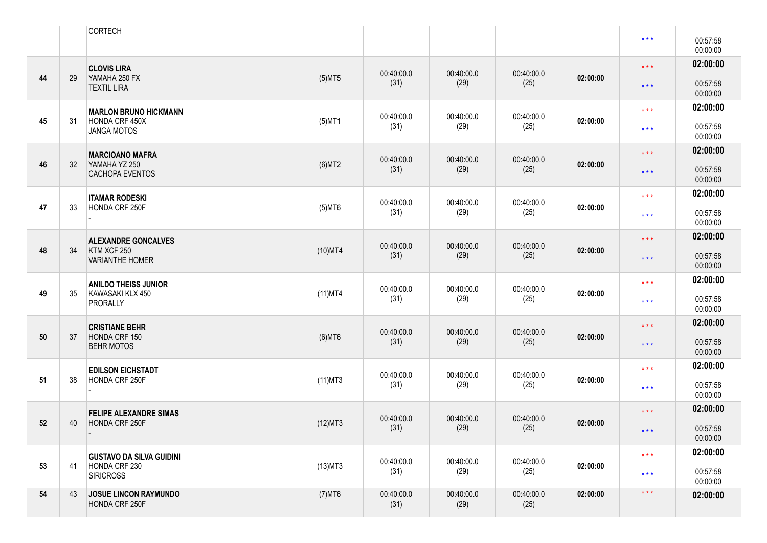|  |  |  |  |  |  |  |  |  |  |
|---|---|---|---|---|---|---|---|---|---|
|  |  | CORTECH |  |  |  |  |  | * * * | 00:57:58<br>00:00:00 |
| 44 | 29 | **CLOVIS LIRA**<br>YAMAHA 250 FX<br>TEXTIL LIRA | (5)MT5 | 00:40:00.0<br>(31) | 00:40:00.0<br>(29) | 00:40:00.0<br>(25) | **02:00:00** | * * *<br>* * * | **02:00:00**<br>00:57:58<br>00:00:00 |
| 45 | 31 | **MARLON BRUNO HICKMANN**<br>HONDA CRF 450X<br>JANGA MOTOS | (5)MT1 | 00:40:00.0<br>(31) | 00:40:00.0<br>(29) | 00:40:00.0<br>(25) | **02:00:00** | * * *<br>* * * | **02:00:00**<br>00:57:58<br>00:00:00 |
| 46 | 32 | **MARCIOANO MAFRA**<br>YAMAHA YZ 250<br>CACHOPA EVENTOS | (6)MT2 | 00:40:00.0<br>(31) | 00:40:00.0<br>(29) | 00:40:00.0<br>(25) | **02:00:00** | * * *<br>* * * | **02:00:00**<br>00:57:58<br>00:00:00 |
| 47 | 33 | **ITAMAR RODESKI**<br>HONDA CRF 250F<br>- | (5)MT6 | 00:40:00.0<br>(31) | 00:40:00.0<br>(29) | 00:40:00.0<br>(25) | **02:00:00** | * * *<br>* * * | **02:00:00**<br>00:57:58<br>00:00:00 |
| 48 | 34 | **ALEXANDRE GONCALVES**<br>KTM XCF 250<br>VARIANTHE HOMER | (10)MT4 | 00:40:00.0<br>(31) | 00:40:00.0<br>(29) | 00:40:00.0<br>(25) | **02:00:00** | * * *<br>* * * | **02:00:00**<br>00:57:58<br>00:00:00 |
| 49 | 35 | **ANILDO THEISS JUNIOR**<br>KAWASAKI KLX 450<br>PRORALLY | (11)MT4 | 00:40:00.0<br>(31) | 00:40:00.0<br>(29) | 00:40:00.0<br>(25) | **02:00:00** | * * *<br>* * * | **02:00:00**<br>00:57:58<br>00:00:00 |
| 50 | 37 | **CRISTIANE BEHR**<br>HONDA CRF 150<br>BEHR MOTOS | (6)MT6 | 00:40:00.0<br>(31) | 00:40:00.0<br>(29) | 00:40:00.0<br>(25) | **02:00:00** | * * *<br>* * * | **02:00:00**<br>00:57:58<br>00:00:00 |
| 51 | 38 | **EDILSON EICHSTADT**<br>HONDA CRF 250F<br>- | (11)MT3 | 00:40:00.0<br>(31) | 00:40:00.0<br>(29) | 00:40:00.0<br>(25) | **02:00:00** | * * *<br>* * * | **02:00:00**<br>00:57:58<br>00:00:00 |
| 52 | 40 | **FELIPE ALEXANDRE SIMAS**<br>HONDA CRF 250F<br>- | (12)MT3 | 00:40:00.0<br>(31) | 00:40:00.0<br>(29) | 00:40:00.0<br>(25) | **02:00:00** | * * *<br>* * * | **02:00:00**<br>00:57:58<br>00:00:00 |
| 53 | 41 | **GUSTAVO DA SILVA GUIDINI**<br>HONDA CRF 230<br>SIRICROSS | (13)MT3 | 00:40:00.0<br>(31) | 00:40:00.0<br>(29) | 00:40:00.0<br>(25) | **02:00:00** | * * *<br>* * * | **02:00:00**<br>00:57:58<br>00:00:00 |
| 54 | 43 | **JOSUE LINCON RAYMUNDO**<br>HONDA CRF 250F | (7)MT6 | 00:40:00.0<br>(31) | 00:40:00.0<br>(29) | 00:40:00.0<br>(25) | **02:00:00** | * * * | **02:00:00** |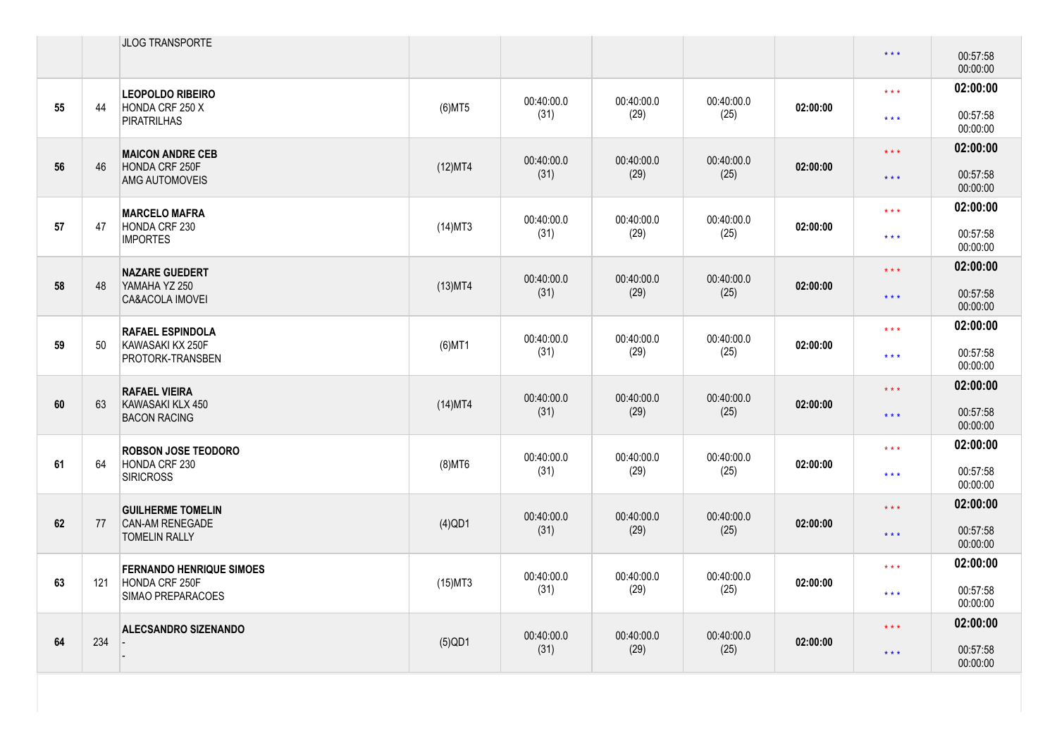| | | | | | | | | | |
|---|---|---|---|---|---|---|---|---|---|
| | | JLOG TRANSPORTE | | | | | | *** | 00:57:58<br>00:00:00 |
| 55 | 44 | **LEOPOLDO RIBEIRO**<br>HONDA CRF 250 X<br>PIRATRILHAS | (6)MT5 | 00:40:00.0<br>(31) | 00:40:00.0<br>(29) | 00:40:00.0<br>(25) | **02:00:00** | ***<br>*** | **02:00:00**<br>00:57:58<br>00:00:00 |
| 56 | 46 | **MAICON ANDRE CEB**<br>HONDA CRF 250F<br>AMG AUTOMOVEIS | (12)MT4 | 00:40:00.0<br>(31) | 00:40:00.0<br>(29) | 00:40:00.0<br>(25) | **02:00:00** | ***<br>*** | **02:00:00**<br>00:57:58<br>00:00:00 |
| 57 | 47 | **MARCELO MAFRA**<br>HONDA CRF 230<br>IMPORTES | (14)MT3 | 00:40:00.0<br>(31) | 00:40:00.0<br>(29) | 00:40:00.0<br>(25) | **02:00:00** | ***<br>*** | **02:00:00**<br>00:57:58<br>00:00:00 |
| 58 | 48 | **NAZARE GUEDERT**<br>YAMAHA YZ 250<br>CA&ACOLA IMOVEI | (13)MT4 | 00:40:00.0<br>(31) | 00:40:00.0<br>(29) | 00:40:00.0<br>(25) | **02:00:00** | ***<br>*** | **02:00:00**<br>00:57:58<br>00:00:00 |
| 59 | 50 | **RAFAEL ESPINDOLA**<br>KAWASAKI KX 250F<br>PROTORK-TRANSBEN | (6)MT1 | 00:40:00.0<br>(31) | 00:40:00.0<br>(29) | 00:40:00.0<br>(25) | **02:00:00** | ***<br>*** | **02:00:00**<br>00:57:58<br>00:00:00 |
| 60 | 63 | **RAFAEL VIEIRA**<br>KAWASAKI KLX 450<br>BACON RACING | (14)MT4 | 00:40:00.0<br>(31) | 00:40:00.0<br>(29) | 00:40:00.0<br>(25) | **02:00:00** | ***<br>*** | **02:00:00**<br>00:57:58<br>00:00:00 |
| 61 | 64 | **ROBSON JOSE TEODORO**<br>HONDA CRF 230<br>SIRICROSS | (8)MT6 | 00:40:00.0<br>(31) | 00:40:00.0<br>(29) | 00:40:00.0<br>(25) | **02:00:00** | ***<br>*** | **02:00:00**<br>00:57:58<br>00:00:00 |
| 62 | 77 | **GUILHERME TOMELIN**<br>CAN-AM RENEGADE<br>TOMELIN RALLY | (4)QD1 | 00:40:00.0<br>(31) | 00:40:00.0<br>(29) | 00:40:00.0<br>(25) | **02:00:00** | ***<br>*** | **02:00:00**<br>00:57:58<br>00:00:00 |
| 63 | 121 | **FERNANDO HENRIQUE SIMOES**<br>HONDA CRF 250F<br>SIMAO PREPARACOES | (15)MT3 | 00:40:00.0<br>(31) | 00:40:00.0<br>(29) | 00:40:00.0<br>(25) | **02:00:00** | ***<br>*** | **02:00:00**<br>00:57:58<br>00:00:00 |
| 64 | 234 | **ALECSANDRO SIZENANDO**<br>-<br>- | (5)QD1 | 00:40:00.0<br>(31) | 00:40:00.0<br>(29) | 00:40:00.0<br>(25) | **02:00:00** | ***<br>*** | **02:00:00**<br>00:57:58<br>00:00:00 |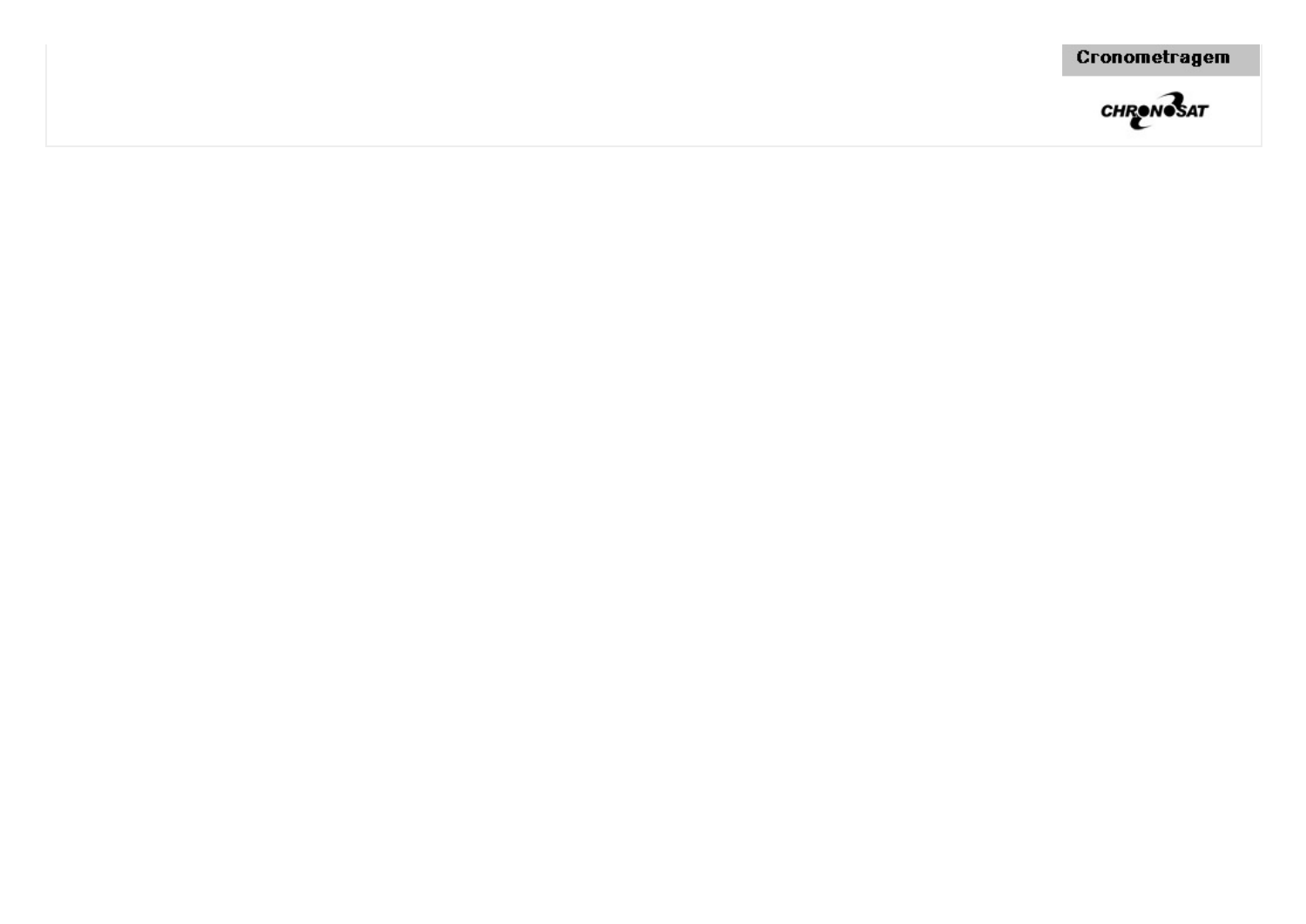Cronometragem

CHRONOSAT